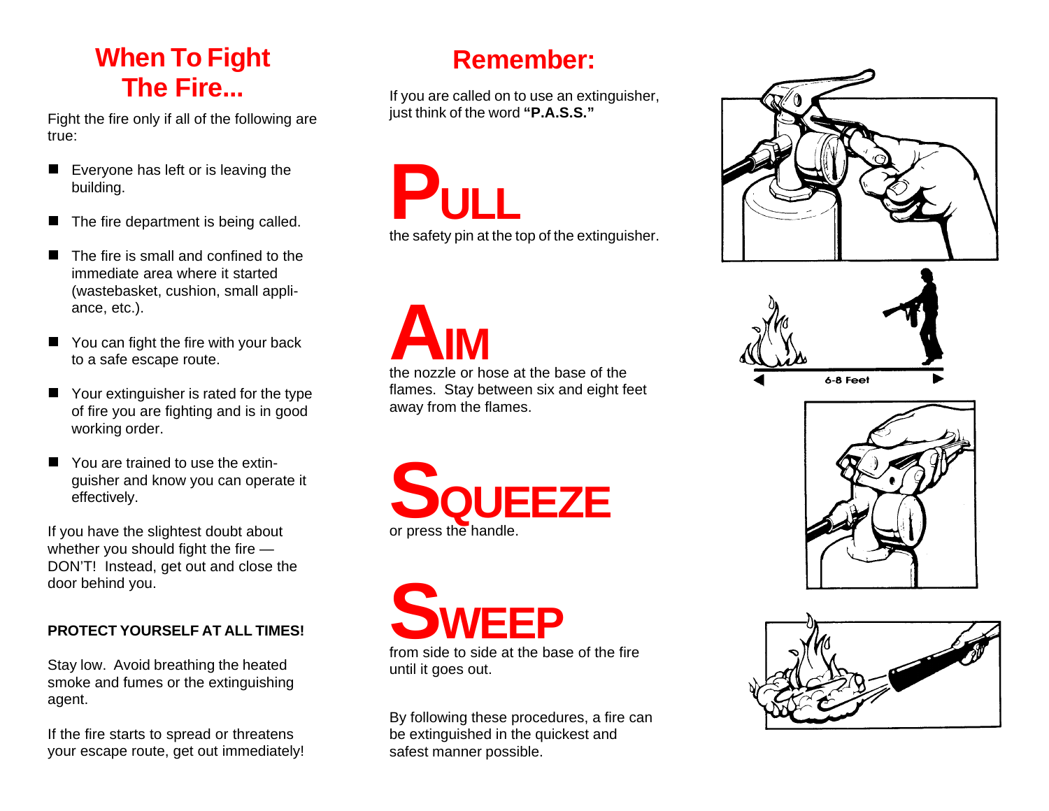## When To Fight The Fire...

Fight the fire only if all of the following are true:

- Everyone has left or is leaving the building.
- The fire department is being called.
- The fire is small and confined to the immediate area where it started (wastebasket, cushion, small appliance, etc.).
- You can fight the fire with your back to a safe escape route.
- Your extinguisher is rated for the type of fire you are fighting and is in good working order.
- You are trained to use the extinguisher and know you can operate it effectively.

If you have the slightest doubt about whether you should fight the fire — DON'T! Instead, get out and close the door behind you.

**PROTECT YOURSELF AT ALL TIMES!**

Stay low. Avoid breathing the heated smoke and fumes or the extinguishing agent.

If the fire starts to spread or threatens your escape route, get out immediately!

## Remember:

If you are called on to use an extinguisher, just think of the word **"P.A.S.S."**

### PULL

the safety pin at the top of the extinguisher.

### AIM

the nozzle or hose at the base of the flames. Stay between six and eight feet away from the flames.

6-8 Feet

### SQUEEZE

or press the handle.

### SWEEP

from side to side at the base of the fire until it goes out.

By following these procedures, a fire can be extinguished in the quickest and safest manner possible.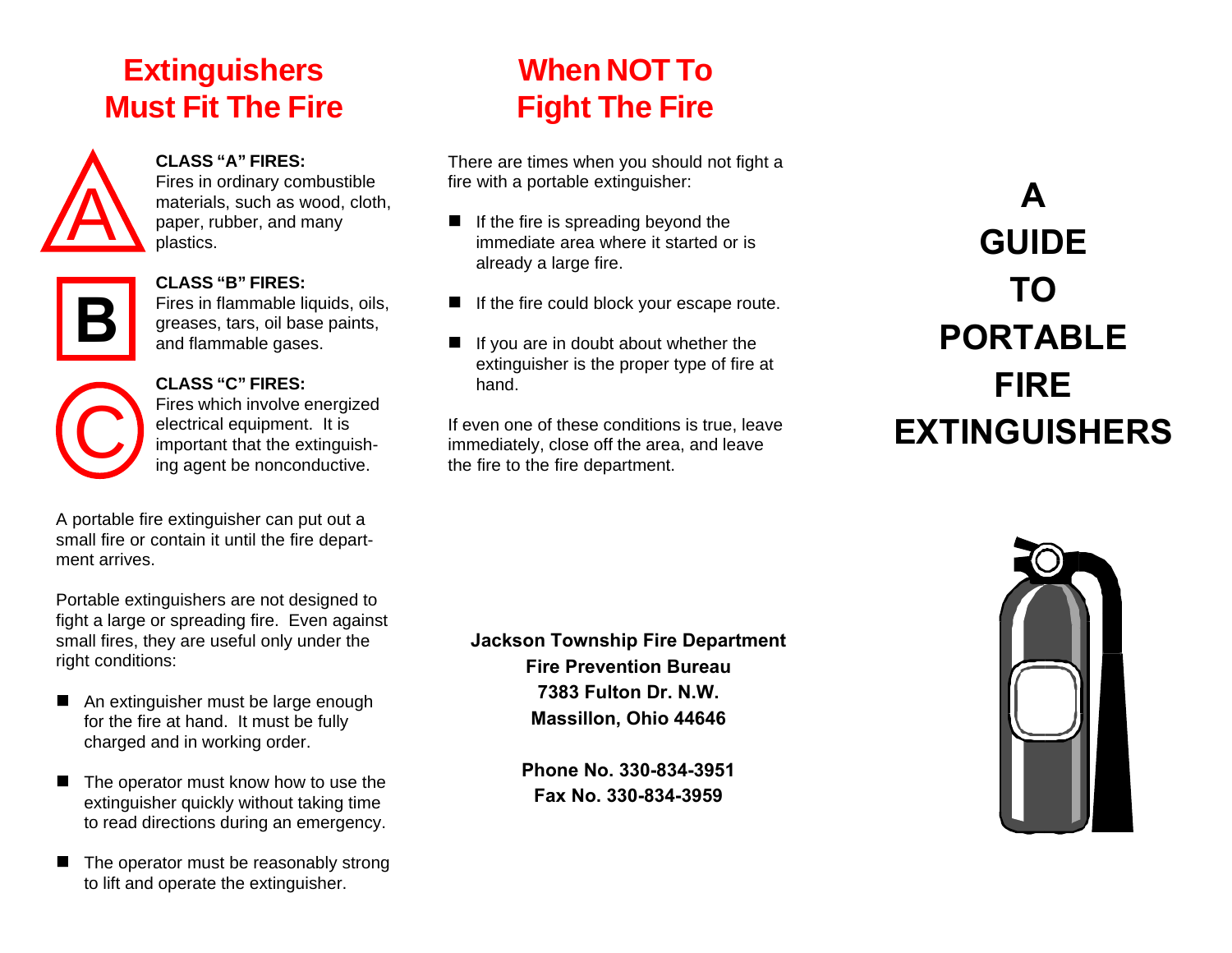## Extinguishers Must Fit The Fire

**CLASS "A" FIRES:**
Fires in ordinary combustible materials, such as wood, cloth, paper, rubber, and many plastics.

**CLASS "B" FIRES:**
Fires in flammable liquids, oils, greases, tars, oil base paints, and flammable gases.

**CLASS "C" FIRES:**
Fires which involve energized electrical equipment. It is important that the extinguishing agent be nonconductive.

A portable fire extinguisher can put out a small fire or contain it until the fire department arrives.

Portable extinguishers are not designed to fight a large or spreading fire. Even against small fires, they are useful only under the right conditions:

- An extinguisher must be large enough for the fire at hand. It must be fully charged and in working order.
- The operator must know how to use the extinguisher quickly without taking time to read directions during an emergency.
- The operator must be reasonably strong to lift and operate the extinguisher.

## When NOT To Fight The Fire

There are times when you should not fight a fire with a portable extinguisher:

- If the fire is spreading beyond the immediate area where it started or is already a large fire.
- If the fire could block your escape route.
- If you are in doubt about whether the extinguisher is the proper type of fire at hand.

If even one of these conditions is true, leave immediately, close off the area, and leave the fire to the fire department.

**Jackson Township Fire Department**
**Fire Prevention Bureau**
**7383 Fulton Dr. N.W.**
**Massillon, Ohio 44646**

**Phone No. 330-834-3951**
**Fax No. 330-834-3959**

# A GUIDE TO PORTABLE FIRE EXTINGUISHERS